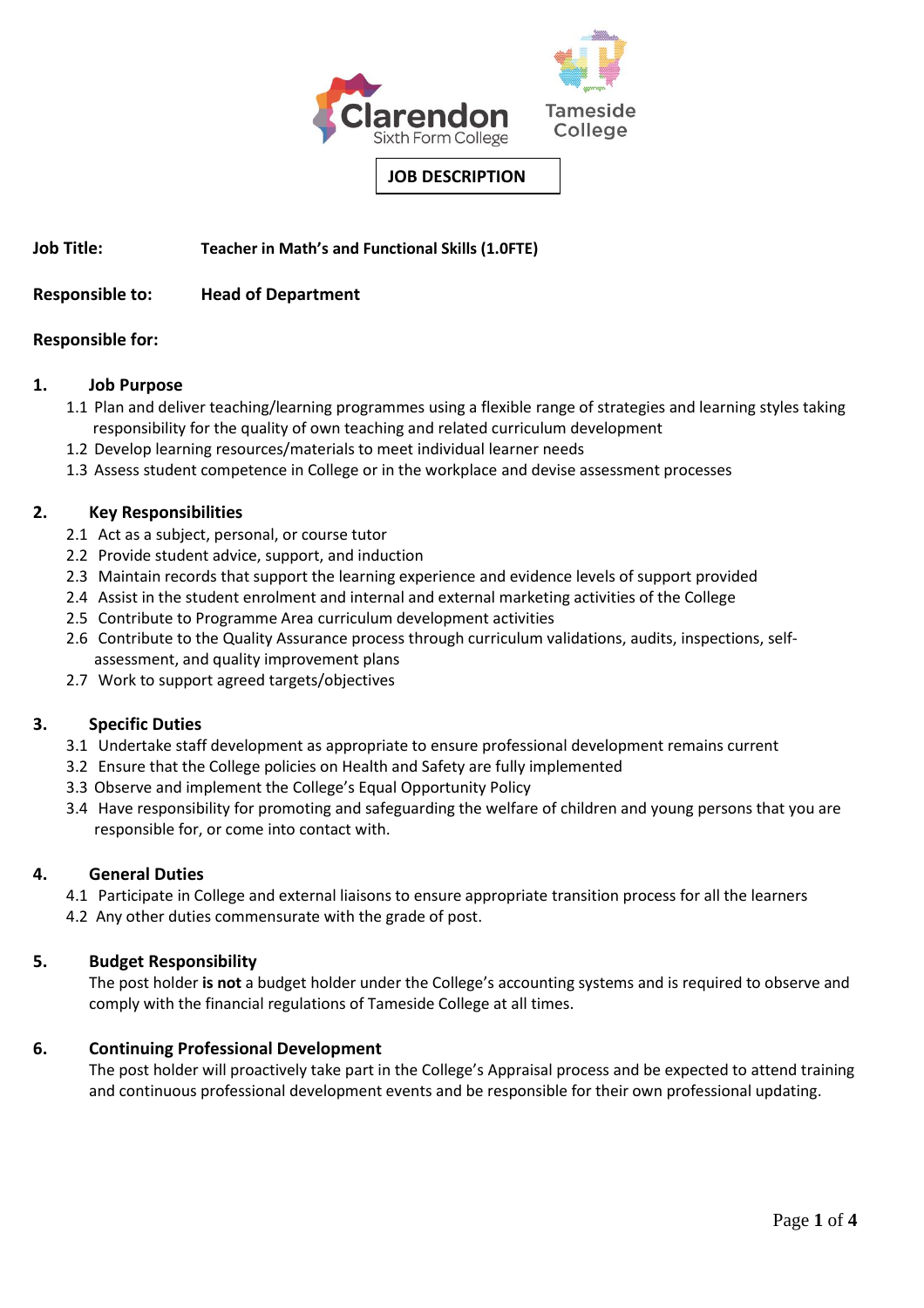Clarendon Sixth Form College

Tameside College

# JOB DESCRIPTION

**Job Title:** **Teacher in Math's and Functional Skills (1.0FTE)**

**Responsible to:** **Head of Department**

**Responsible for:**

## 1. Job Purpose

1.1 Plan and deliver teaching/learning programmes using a flexible range of strategies and learning styles taking responsibility for the quality of own teaching and related curriculum development

1.2 Develop learning resources/materials to meet individual learner needs

1.3 Assess student competence in College or in the workplace and devise assessment processes

## 2. Key Responsibilities

2.1 Act as a subject, personal, or course tutor

2.2 Provide student advice, support, and induction

2.3 Maintain records that support the learning experience and evidence levels of support provided

2.4 Assist in the student enrolment and internal and external marketing activities of the College

2.5 Contribute to Programme Area curriculum development activities

2.6 Contribute to the Quality Assurance process through curriculum validations, audits, inspections, self-assessment, and quality improvement plans

2.7 Work to support agreed targets/objectives

## 3. Specific Duties

3.1 Undertake staff development as appropriate to ensure professional development remains current

3.2 Ensure that the College policies on Health and Safety are fully implemented

3.3 Observe and implement the College's Equal Opportunity Policy

3.4 Have responsibility for promoting and safeguarding the welfare of children and young persons that you are responsible for, or come into contact with.

## 4. General Duties

4.1 Participate in College and external liaisons to ensure appropriate transition process for all the learners

4.2 Any other duties commensurate with the grade of post.

## 5. Budget Responsibility

The post holder **is not** a budget holder under the College's accounting systems and is required to observe and comply with the financial regulations of Tameside College at all times.

## 6. Continuing Professional Development

The post holder will proactively take part in the College's Appraisal process and be expected to attend training and continuous professional development events and be responsible for their own professional updating.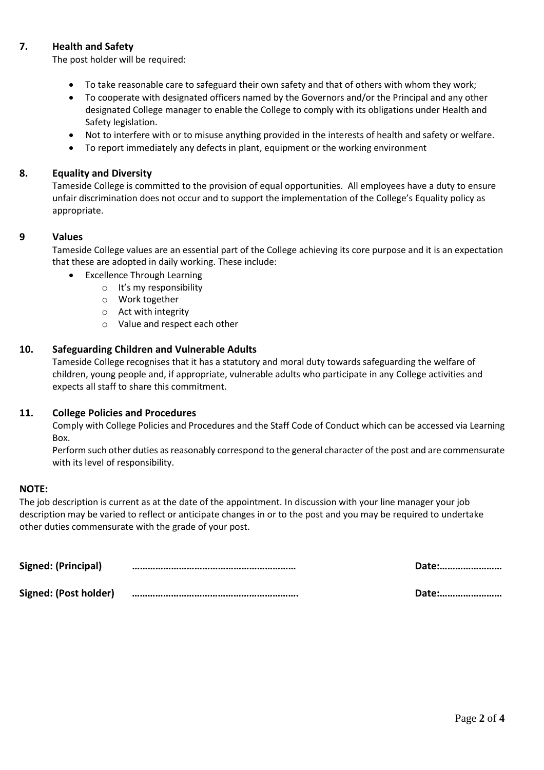## 7. Health and Safety

The post holder will be required:

- To take reasonable care to safeguard their own safety and that of others with whom they work;
- To cooperate with designated officers named by the Governors and/or the Principal and any other designated College manager to enable the College to comply with its obligations under Health and Safety legislation.
- Not to interfere with or to misuse anything provided in the interests of health and safety or welfare.
- To report immediately any defects in plant, equipment or the working environment

## 8. Equality and Diversity

Tameside College is committed to the provision of equal opportunities. All employees have a duty to ensure unfair discrimination does not occur and to support the implementation of the College's Equality policy as appropriate.

## 9 Values

Tameside College values are an essential part of the College achieving its core purpose and it is an expectation that these are adopted in daily working. These include:

- Excellence Through Learning
    - It's my responsibility
    - Work together
    - Act with integrity
    - Value and respect each other

## 10. Safeguarding Children and Vulnerable Adults

Tameside College recognises that it has a statutory and moral duty towards safeguarding the welfare of children, young people and, if appropriate, vulnerable adults who participate in any College activities and expects all staff to share this commitment.

## 11. College Policies and Procedures

Comply with College Policies and Procedures and the Staff Code of Conduct which can be accessed via Learning Box.

Perform such other duties as reasonably correspond to the general character of the post and are commensurate with its level of responsibility.

**NOTE:**

The job description is current as at the date of the appointment. In discussion with your line manager your job description may be varied to reflect or anticipate changes in or to the post and you may be required to undertake other duties commensurate with the grade of your post.

**Signed: (Principal)** ……………………………………………………… **Date:**……………………

**Signed: (Post holder)** ………………………………………………………. **Date:**……………………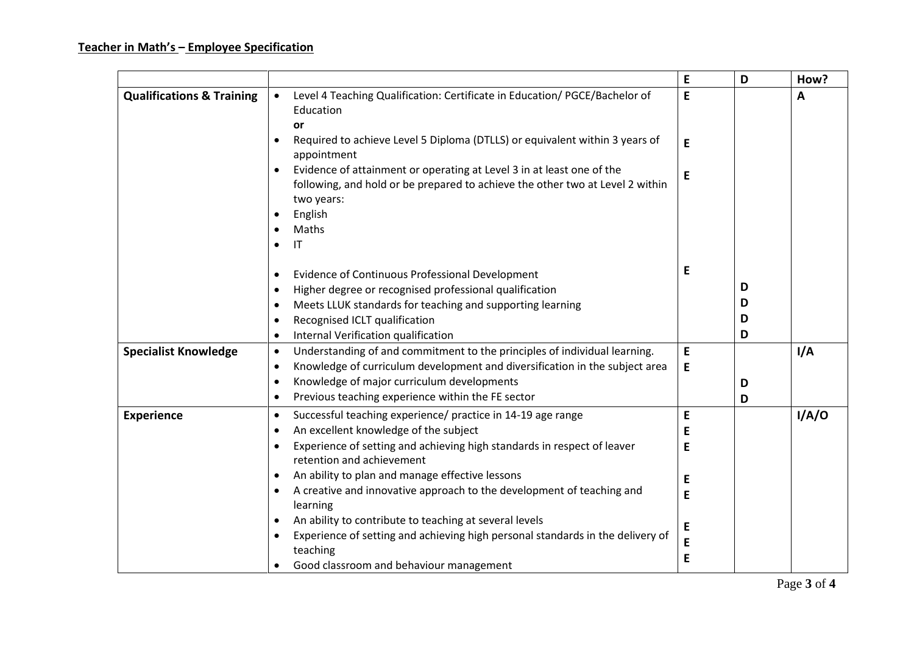**Teacher in Math's – Employee Specification**

| | | E | D | How? |
|---|---|---|---|---|
| **Qualifications & Training** | • Level 4 Teaching Qualification: Certificate in Education/ PGCE/Bachelor of Education<br>**or** | E | | A |
| | • Required to achieve Level 5 Diploma (DTLLS) or equivalent within 3 years of appointment | E | | |
| | • Evidence of attainment or operating at Level 3 in at least one of the following, and hold or be prepared to achieve the other two at Level 2 within two years:<br>• English<br>• Maths<br>• IT | E | | |
| | • Evidence of Continuous Professional Development | E | | |
| | • Higher degree or recognised professional qualification | | D | |
| | • Meets LLUK standards for teaching and supporting learning | | D | |
| | • Recognised ICLT qualification | | D | |
| | • Internal Verification qualification | | D | |
| **Specialist Knowledge** | • Understanding of and commitment to the principles of individual learning. | E | | I/A |
| | • Knowledge of curriculum development and diversification in the subject area | E | | |
| | • Knowledge of major curriculum developments | | D | |
| | • Previous teaching experience within the FE sector | | D | |
| **Experience** | • Successful teaching experience/ practice in 14-19 age range | E | | I/A/O |
| | • An excellent knowledge of the subject | E | | |
| | • Experience of setting and achieving high standards in respect of leaver retention and achievement | E | | |
| | • An ability to plan and manage effective lessons | E | | |
| | • A creative and innovative approach to the development of teaching and learning | E | | |
| | • An ability to contribute to teaching at several levels | E | | |
| | • Experience of setting and achieving high personal standards in the delivery of teaching | E | | |
| | • Good classroom and behaviour management | E | | |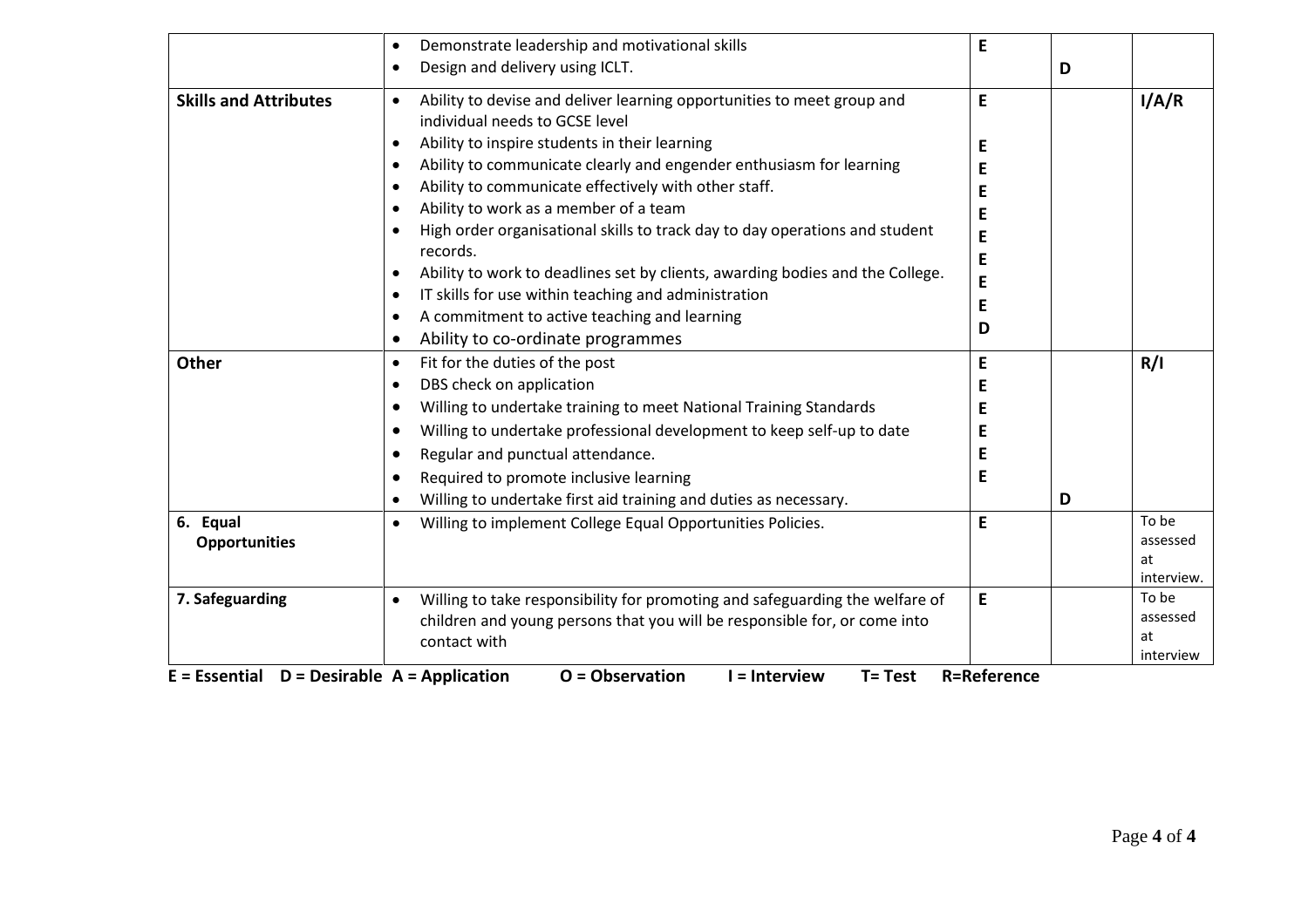| | | | | |
|---|---|---|---|---|
| | • Demonstrate leadership and motivational skills<br>• Design and delivery using ICLT. | E | <br>D | |
| **Skills and Attributes** | • Ability to devise and deliver learning opportunities to meet group and individual needs to GCSE level<br>• Ability to inspire students in their learning<br>• Ability to communicate clearly and engender enthusiasm for learning<br>• Ability to communicate effectively with other staff.<br>• Ability to work as a member of a team<br>• High order organisational skills to track day to day operations and student records.<br>• Ability to work to deadlines set by clients, awarding bodies and the College.<br>• IT skills for use within teaching and administration<br>• A commitment to active teaching and learning<br>• Ability to co-ordinate programmes | E<br><br>E<br>E<br>E<br>E<br>E<br>E<br>E<br>E<br>D | | **I/A/R** |
| **Other** | • Fit for the duties of the post<br>• DBS check on application<br>• Willing to undertake training to meet National Training Standards<br>• Willing to undertake professional development to keep self-up to date<br>• Regular and punctual attendance.<br>• Required to promote inclusive learning<br>• Willing to undertake first aid training and duties as necessary. | E<br>E<br>E<br>E<br>E<br>E | <br><br><br><br><br><br>D | **R/I** |
| **6. Equal Opportunities** | • Willing to implement College Equal Opportunities Policies. | E | | To be assessed at interview. |
| **7. Safeguarding** | • Willing to take responsibility for promoting and safeguarding the welfare of children and young persons that you will be responsible for, or come into contact with | E | | To be assessed at interview |

**E = Essential D = Desirable A = Application O = Observation I = Interview T= Test R=Reference**